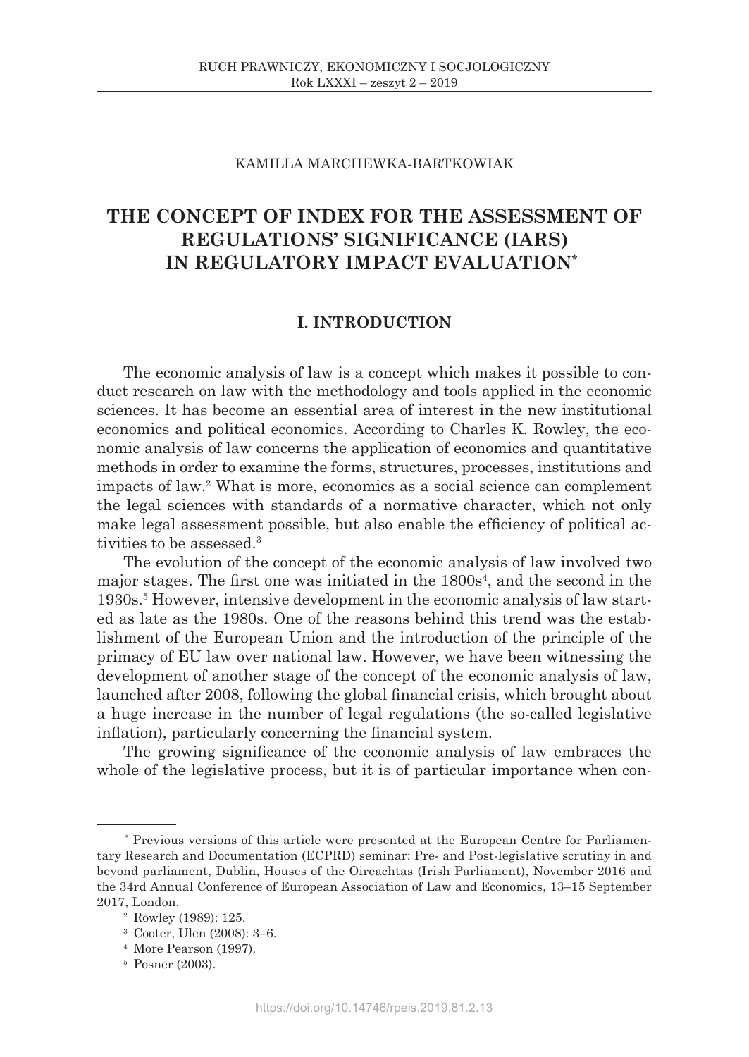KAMILLA MARCHEWKA-BARTKOWIAK

# THE CONCEPT OF INDEX FOR THE ASSESSMENT OF REGULATIONS' SIGNIFICANCE (IARS) IN REGULATORY IMPACT EVALUATION*

## I. INTRODUCTION

The economic analysis of law is a concept which makes it possible to conduct research on law with the methodology and tools applied in the economic sciences. It has become an essential area of interest in the new institutional economics and political economics. According to Charles K. Rowley, the economic analysis of law concerns the application of economics and quantitative methods in order to examine the forms, structures, processes, institutions and impacts of law.[2] What is more, economics as a social science can complement the legal sciences with standards of a normative character, which not only make legal assessment possible, but also enable the efficiency of political activities to be assessed.[3]

The evolution of the concept of the economic analysis of law involved two major stages. The first one was initiated in the 1800s[4], and the second in the 1930s.[5] However, intensive development in the economic analysis of law started as late as the 1980s. One of the reasons behind this trend was the establishment of the European Union and the introduction of the principle of the primacy of EU law over national law. However, we have been witnessing the development of another stage of the concept of the economic analysis of law, launched after 2008, following the global financial crisis, which brought about a huge increase in the number of legal regulations (the so-called legislative inflation), particularly concerning the financial system.

The growing significance of the economic analysis of law embraces the whole of the legislative process, but it is of particular importance when con-

---

* Previous versions of this article were presented at the European Centre for Parliamentary Research and Documentation (ECPRD) seminar: Pre- and Post-legislative scrutiny in and beyond parliament, Dublin, Houses of the Oireachtas (Irish Parliament), November 2016 and the 34rd Annual Conference of European Association of Law and Economics, 13–15 September 2017, London.

[2] Rowley (1989): 125.

[3] Cooter, Ulen (2008): 3–6.

[4] More Pearson (1997).

[5] Posner (2003).

https://doi.org/10.14746/rpeis.2019.81.2.13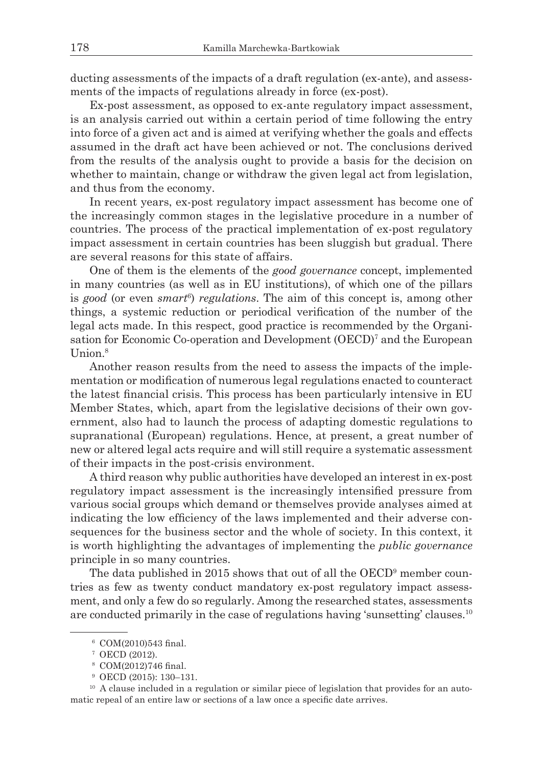ducting assessments of the impacts of a draft regulation (ex-ante), and assessments of the impacts of regulations already in force (ex-post).

Ex-post assessment, as opposed to ex-ante regulatory impact assessment, is an analysis carried out within a certain period of time following the entry into force of a given act and is aimed at verifying whether the goals and effects assumed in the draft act have been achieved or not. The conclusions derived from the results of the analysis ought to provide a basis for the decision on whether to maintain, change or withdraw the given legal act from legislation, and thus from the economy.

In recent years, ex-post regulatory impact assessment has become one of the increasingly common stages in the legislative procedure in a number of countries. The process of the practical implementation of ex-post regulatory impact assessment in certain countries has been sluggish but gradual. There are several reasons for this state of affairs.

One of them is the elements of the *good governance* concept, implemented in many countries (as well as in EU institutions), of which one of the pillars is *good* (or even *smart*[6]) *regulations*. The aim of this concept is, among other things, a systemic reduction or periodical verification of the number of the legal acts made. In this respect, good practice is recommended by the Organisation for Economic Co-operation and Development (OECD)[7] and the European Union.[8]

Another reason results from the need to assess the impacts of the implementation or modification of numerous legal regulations enacted to counteract the latest financial crisis. This process has been particularly intensive in EU Member States, which, apart from the legislative decisions of their own government, also had to launch the process of adapting domestic regulations to supranational (European) regulations. Hence, at present, a great number of new or altered legal acts require and will still require a systematic assessment of their impacts in the post-crisis environment.

A third reason why public authorities have developed an interest in ex-post regulatory impact assessment is the increasingly intensified pressure from various social groups which demand or themselves provide analyses aimed at indicating the low efficiency of the laws implemented and their adverse consequences for the business sector and the whole of society. In this context, it is worth highlighting the advantages of implementing the *public governance* principle in so many countries.

The data published in 2015 shows that out of all the OECD[9] member countries as few as twenty conduct mandatory ex-post regulatory impact assessment, and only a few do so regularly. Among the researched states, assessments are conducted primarily in the case of regulations having 'sunsetting' clauses.[10]

---

[6] COM(2010)543 final.

[7] OECD (2012).

[8] COM(2012)746 final.

[9] OECD (2015): 130–131.

[10] A clause included in a regulation or similar piece of legislation that provides for an automatic repeal of an entire law or sections of a law once a specific date arrives.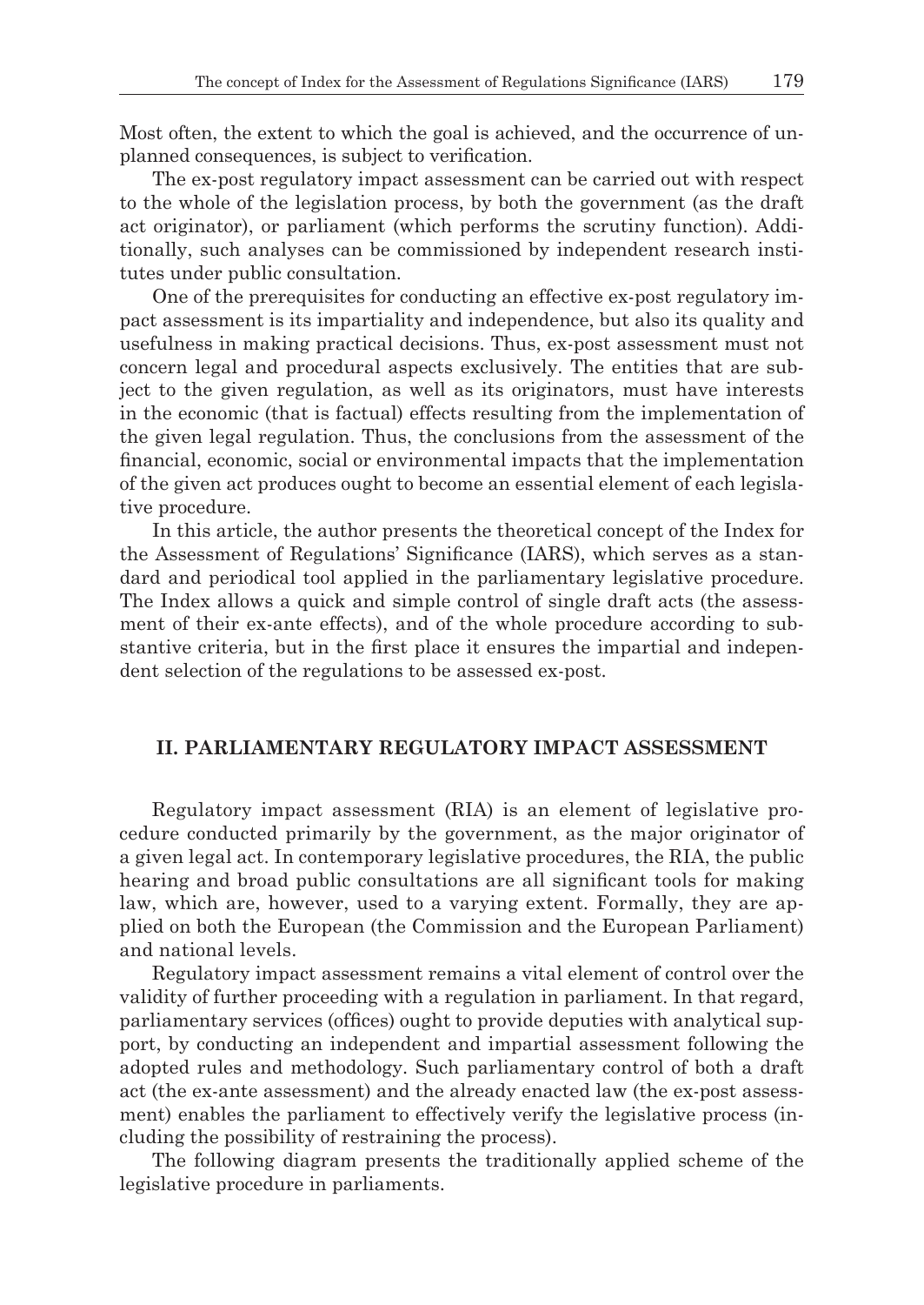Most often, the extent to which the goal is achieved, and the occurrence of unplanned consequences, is subject to verification.

The ex-post regulatory impact assessment can be carried out with respect to the whole of the legislation process, by both the government (as the draft act originator), or parliament (which performs the scrutiny function). Additionally, such analyses can be commissioned by independent research institutes under public consultation.

One of the prerequisites for conducting an effective ex-post regulatory impact assessment is its impartiality and independence, but also its quality and usefulness in making practical decisions. Thus, ex-post assessment must not concern legal and procedural aspects exclusively. The entities that are subject to the given regulation, as well as its originators, must have interests in the economic (that is factual) effects resulting from the implementation of the given legal regulation. Thus, the conclusions from the assessment of the financial, economic, social or environmental impacts that the implementation of the given act produces ought to become an essential element of each legislative procedure.

In this article, the author presents the theoretical concept of the Index for the Assessment of Regulations' Significance (IARS), which serves as a standard and periodical tool applied in the parliamentary legislative procedure. The Index allows a quick and simple control of single draft acts (the assessment of their ex-ante effects), and of the whole procedure according to substantive criteria, but in the first place it ensures the impartial and independent selection of the regulations to be assessed ex-post.

## II. PARLIAMENTARY REGULATORY IMPACT ASSESSMENT

Regulatory impact assessment (RIA) is an element of legislative procedure conducted primarily by the government, as the major originator of a given legal act. In contemporary legislative procedures, the RIA, the public hearing and broad public consultations are all significant tools for making law, which are, however, used to a varying extent. Formally, they are applied on both the European (the Commission and the European Parliament) and national levels.

Regulatory impact assessment remains a vital element of control over the validity of further proceeding with a regulation in parliament. In that regard, parliamentary services (offices) ought to provide deputies with analytical support, by conducting an independent and impartial assessment following the adopted rules and methodology. Such parliamentary control of both a draft act (the ex-ante assessment) and the already enacted law (the ex-post assessment) enables the parliament to effectively verify the legislative process (including the possibility of restraining the process).

The following diagram presents the traditionally applied scheme of the legislative procedure in parliaments.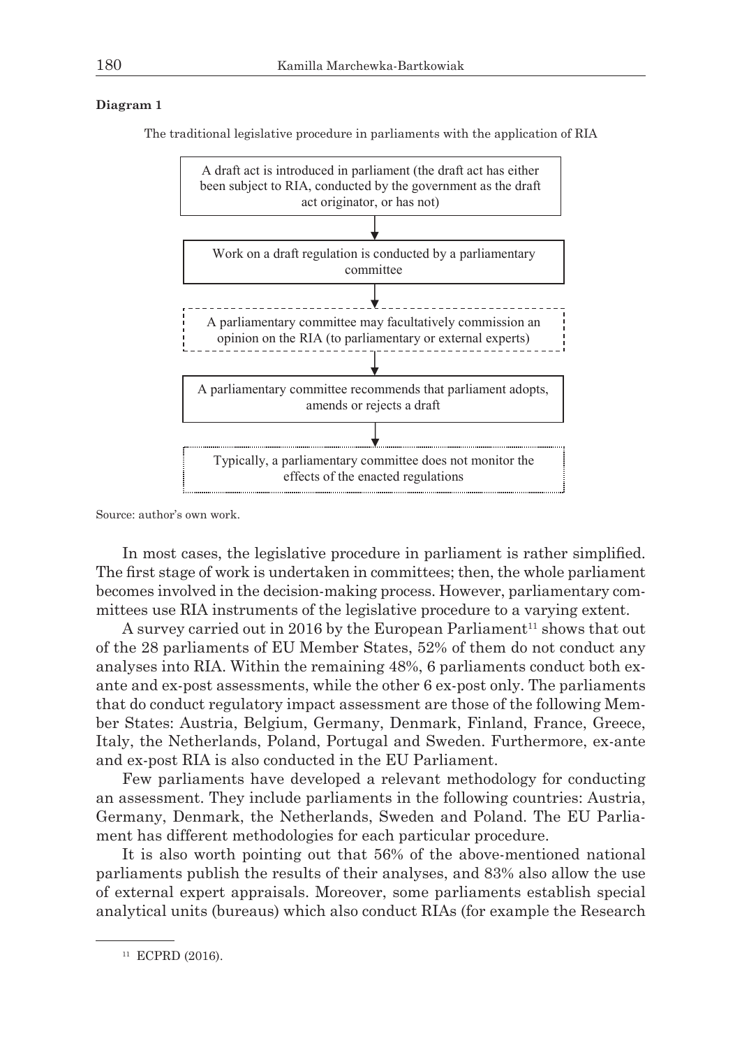**Diagram 1**

The traditional legislative procedure in parliaments with the application of RIA

A draft act is introduced in parliament (the draft act has either been subject to RIA, conducted by the government as the draft act originator, or has not)

↓

Work on a draft regulation is conducted by a parliamentary committee

↓

A parliamentary committee may facultatively commission an opinion on the RIA (to parliamentary or external experts)

↓

A parliamentary committee recommends that parliament adopts, amends or rejects a draft

↓

Typically, a parliamentary committee does not monitor the effects of the enacted regulations

Source: author's own work.

In most cases, the legislative procedure in parliament is rather simplified. The first stage of work is undertaken in committees; then, the whole parliament becomes involved in the decision-making process. However, parliamentary committees use RIA instruments of the legislative procedure to a varying extent.

A survey carried out in 2016 by the European Parliament[11] shows that out of the 28 parliaments of EU Member States, 52% of them do not conduct any analyses into RIA. Within the remaining 48%, 6 parliaments conduct both ex-ante and ex-post assessments, while the other 6 ex-post only. The parliaments that do conduct regulatory impact assessment are those of the following Member States: Austria, Belgium, Germany, Denmark, Finland, France, Greece, Italy, the Netherlands, Poland, Portugal and Sweden. Furthermore, ex-ante and ex-post RIA is also conducted in the EU Parliament.

Few parliaments have developed a relevant methodology for conducting an assessment. They include parliaments in the following countries: Austria, Germany, Denmark, the Netherlands, Sweden and Poland. The EU Parliament has different methodologies for each particular procedure.

It is also worth pointing out that 56% of the above-mentioned national parliaments publish the results of their analyses, and 83% also allow the use of external expert appraisals. Moreover, some parliaments establish special analytical units (bureaus) which also conduct RIAs (for example the Research

[11] ECPRD (2016).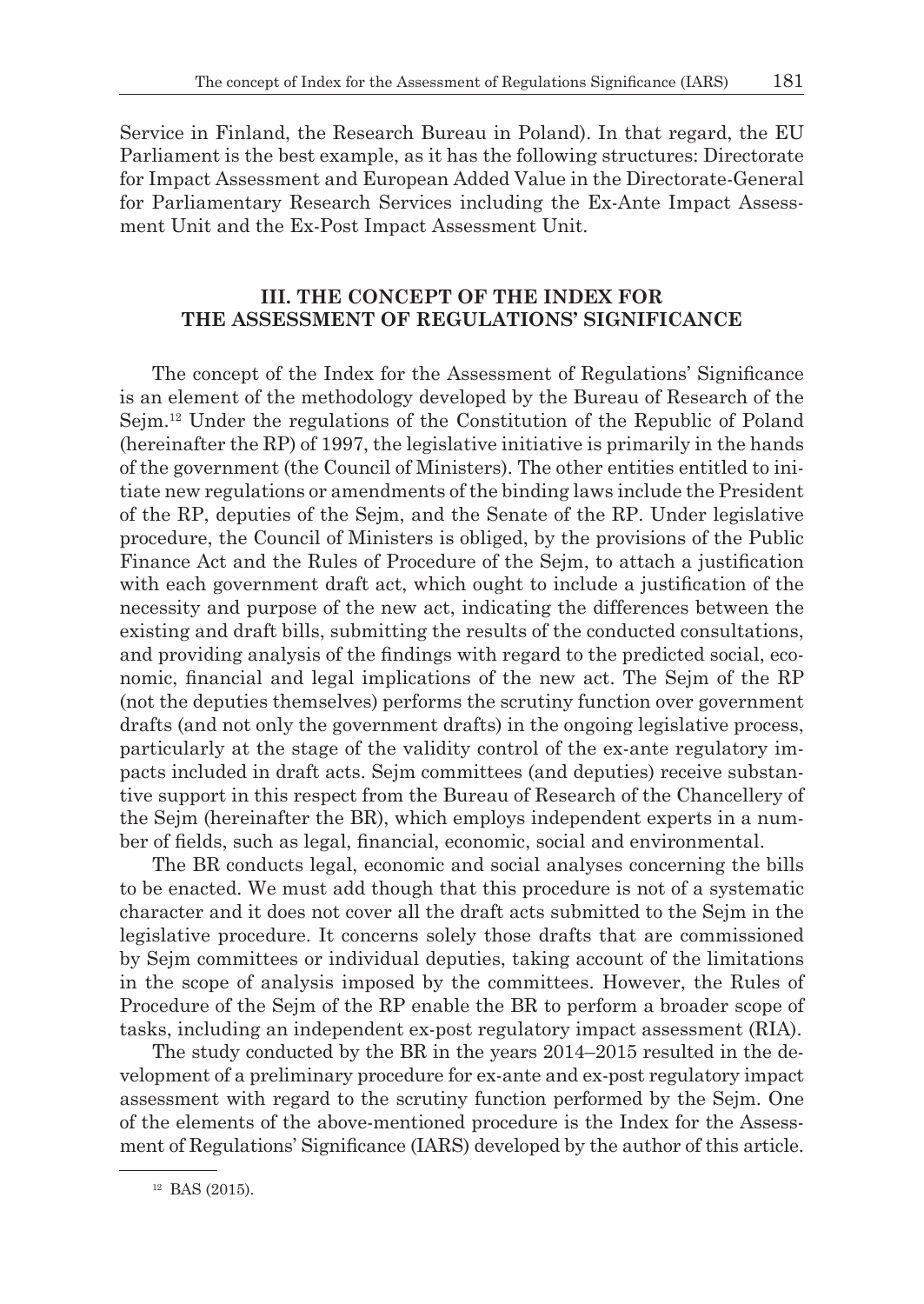Service in Finland, the Research Bureau in Poland). In that regard, the EU Parliament is the best example, as it has the following structures: Directorate for Impact Assessment and European Added Value in the Directorate-General for Parliamentary Research Services including the Ex-Ante Impact Assessment Unit and the Ex-Post Impact Assessment Unit.

## III. THE CONCEPT OF THE INDEX FOR THE ASSESSMENT OF REGULATIONS' SIGNIFICANCE

The concept of the Index for the Assessment of Regulations' Significance is an element of the methodology developed by the Bureau of Research of the Sejm.[12] Under the regulations of the Constitution of the Republic of Poland (hereinafter the RP) of 1997, the legislative initiative is primarily in the hands of the government (the Council of Ministers). The other entities entitled to initiate new regulations or amendments of the binding laws include the President of the RP, deputies of the Sejm, and the Senate of the RP. Under legislative procedure, the Council of Ministers is obliged, by the provisions of the Public Finance Act and the Rules of Procedure of the Sejm, to attach a justification with each government draft act, which ought to include a justification of the necessity and purpose of the new act, indicating the differences between the existing and draft bills, submitting the results of the conducted consultations, and providing analysis of the findings with regard to the predicted social, economic, financial and legal implications of the new act. The Sejm of the RP (not the deputies themselves) performs the scrutiny function over government drafts (and not only the government drafts) in the ongoing legislative process, particularly at the stage of the validity control of the ex-ante regulatory impacts included in draft acts. Sejm committees (and deputies) receive substantive support in this respect from the Bureau of Research of the Chancellery of the Sejm (hereinafter the BR), which employs independent experts in a number of fields, such as legal, financial, economic, social and environmental.

The BR conducts legal, economic and social analyses concerning the bills to be enacted. We must add though that this procedure is not of a systematic character and it does not cover all the draft acts submitted to the Sejm in the legislative procedure. It concerns solely those drafts that are commissioned by Sejm committees or individual deputies, taking account of the limitations in the scope of analysis imposed by the committees. However, the Rules of Procedure of the Sejm of the RP enable the BR to perform a broader scope of tasks, including an independent ex-post regulatory impact assessment (RIA).

The study conducted by the BR in the years 2014–2015 resulted in the development of a preliminary procedure for ex-ante and ex-post regulatory impact assessment with regard to the scrutiny function performed by the Sejm. One of the elements of the above-mentioned procedure is the Index for the Assessment of Regulations' Significance (IARS) developed by the author of this article.

---

[12] BAS (2015).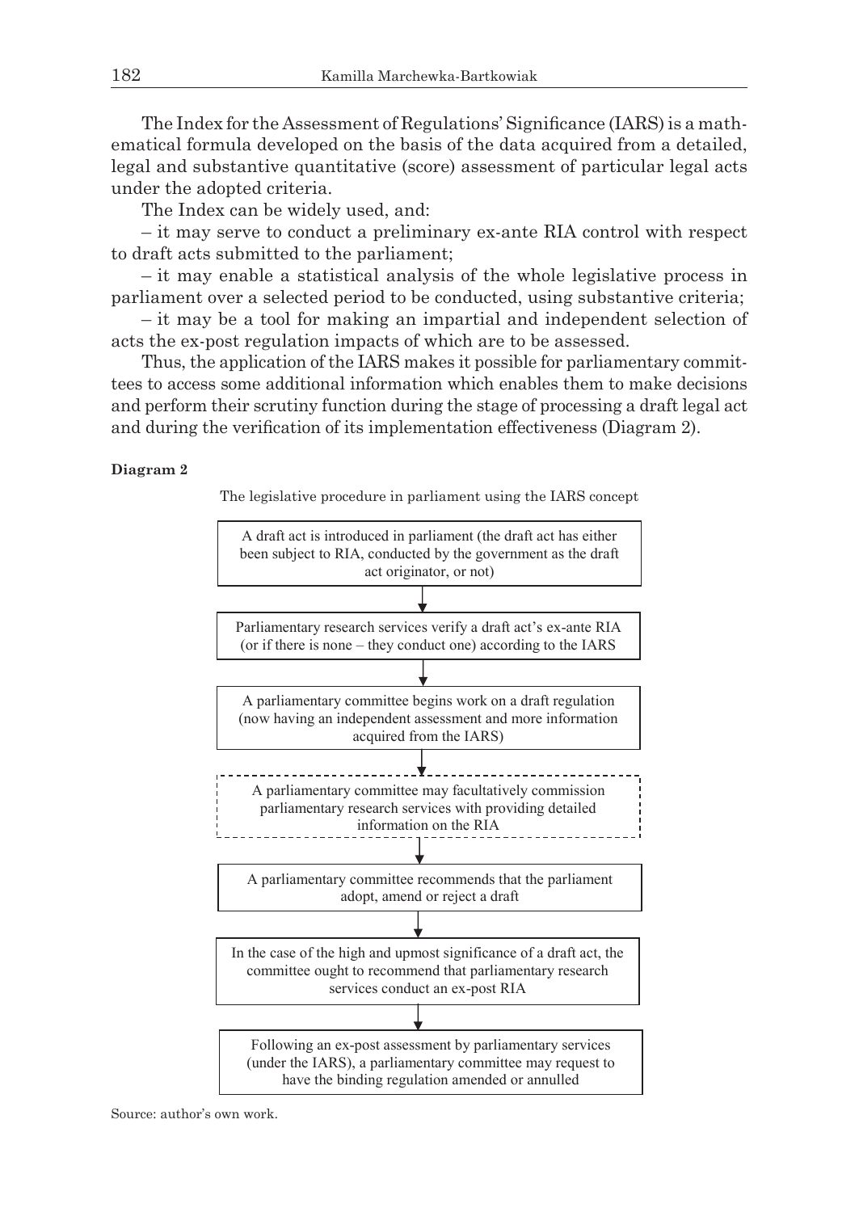The Index for the Assessment of Regulations' Significance (IARS) is a mathematical formula developed on the basis of the data acquired from a detailed, legal and substantive quantitative (score) assessment of particular legal acts under the adopted criteria.

The Index can be widely used, and:

– it may serve to conduct a preliminary ex-ante RIA control with respect to draft acts submitted to the parliament;

– it may enable a statistical analysis of the whole legislative process in parliament over a selected period to be conducted, using substantive criteria;

– it may be a tool for making an impartial and independent selection of acts the ex-post regulation impacts of which are to be assessed.

Thus, the application of the IARS makes it possible for parliamentary committees to access some additional information which enables them to make decisions and perform their scrutiny function during the stage of processing a draft legal act and during the verification of its implementation effectiveness (Diagram 2).

**Diagram 2**

The legislative procedure in parliament using the IARS concept

A draft act is introduced in parliament (the draft act has either been subject to RIA, conducted by the government as the draft act originator, or not)

↓

Parliamentary research services verify a draft act's ex-ante RIA (or if there is none – they conduct one) according to the IARS

↓

A parliamentary committee begins work on a draft regulation (now having an independent assessment and more information acquired from the IARS)

↓

A parliamentary committee may facultatively commission parliamentary research services with providing detailed information on the RIA

↓

A parliamentary committee recommends that the parliament adopt, amend or reject a draft

↓

In the case of the high and upmost significance of a draft act, the committee ought to recommend that parliamentary research services conduct an ex-post RIA

↓

Following an ex-post assessment by parliamentary services (under the IARS), a parliamentary committee may request to have the binding regulation amended or annulled

Source: author's own work.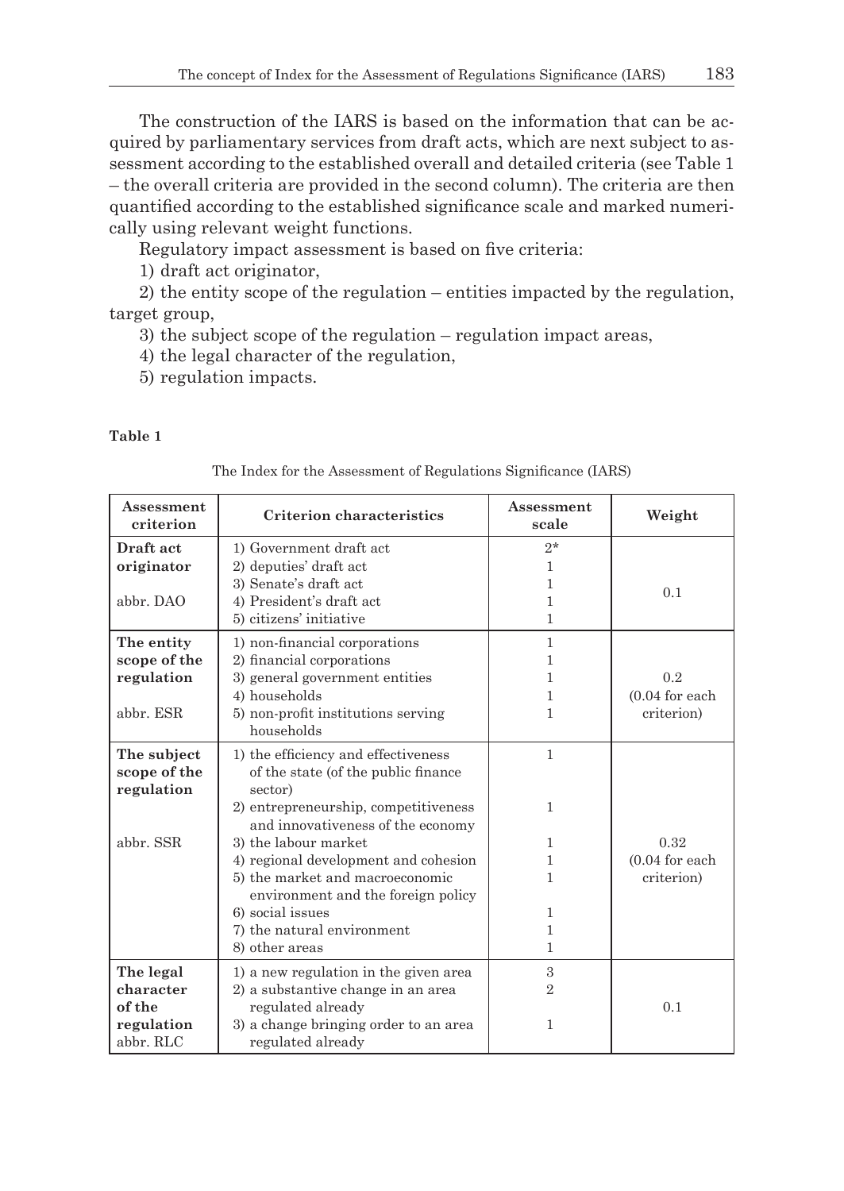The construction of the IARS is based on the information that can be acquired by parliamentary services from draft acts, which are next subject to assessment according to the established overall and detailed criteria (see Table 1 – the overall criteria are provided in the second column). The criteria are then quantified according to the established significance scale and marked numerically using relevant weight functions.

Regulatory impact assessment is based on five criteria:

1) draft act originator,

2) the entity scope of the regulation – entities impacted by the regulation, target group,

3) the subject scope of the regulation – regulation impact areas,

4) the legal character of the regulation,

5) regulation impacts.

**Table 1**

The Index for the Assessment of Regulations Significance (IARS)

| Assessment criterion | Criterion characteristics | Assessment scale | Weight |
|---|---|---|---|
| **Draft act originator** abbr. DAO | 1) Government draft act | 2* | 0.1 |
| | 2) deputies' draft act | 1 | |
| | 3) Senate's draft act | 1 | |
| | 4) President's draft act | 1 | |
| | 5) citizens' initiative | 1 | |
| **The entity scope of the regulation** abbr. ESR | 1) non-financial corporations | 1 | 0.2 (0.04 for each criterion) |
| | 2) financial corporations | 1 | |
| | 3) general government entities | 1 | |
| | 4) households | 1 | |
| | 5) non-profit institutions serving households | 1 | |
| **The subject scope of the regulation** abbr. SSR | 1) the efficiency and effectiveness of the state (of the public finance sector) | 1 | 0.32 (0.04 for each criterion) |
| | 2) entrepreneurship, competitiveness and innovativeness of the economy | 1 | |
| | 3) the labour market | 1 | |
| | 4) regional development and cohesion | 1 | |
| | 5) the market and macroeconomic environment and the foreign policy | 1 | |
| | 6) social issues | 1 | |
| | 7) the natural environment | 1 | |
| | 8) other areas | 1 | |
| **The legal character of the regulation** abbr. RLC | 1) a new regulation in the given area | 3 | 0.1 |
| | 2) a substantive change in an area regulated already | 2 | |
| | 3) a change bringing order to an area regulated already | 1 | |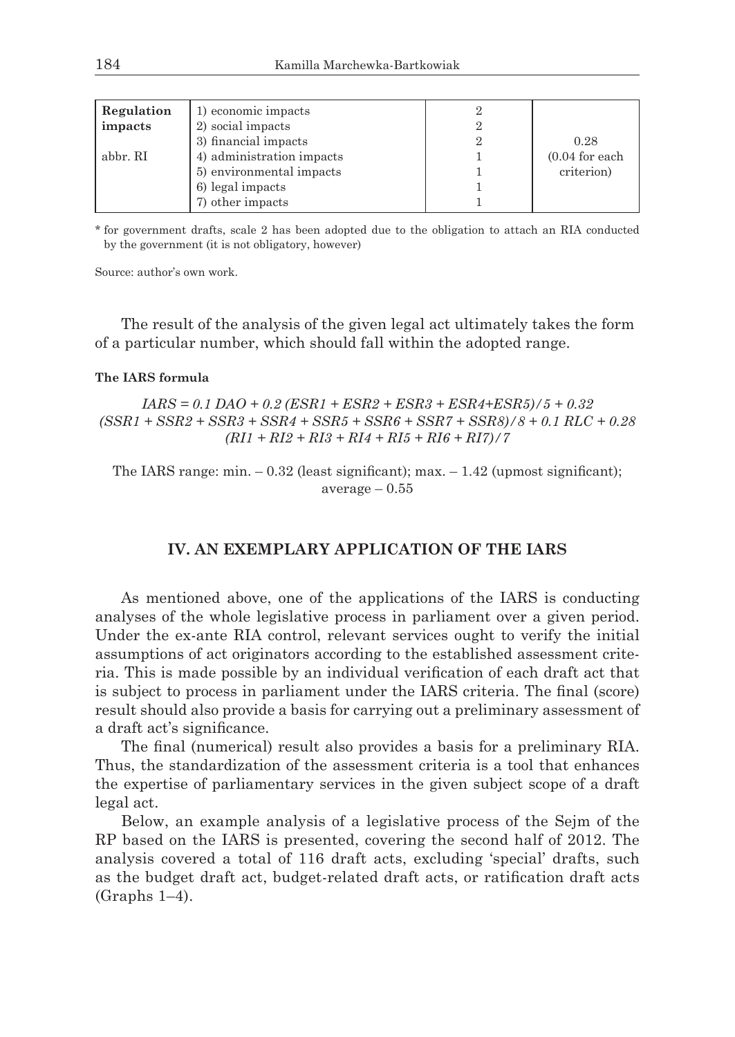| Regulation impacts<br><br>abbr. RI | 1) economic impacts | 2 | |
|---|---|---|---|
| | 2) social impacts | 2 | |
| | 3) financial impacts | 2 | 0.28 |
| | 4) administration impacts | 1 | (0.04 for each |
| | 5) environmental impacts | 1 | criterion) |
| | 6) legal impacts | 1 | |
| | 7) other impacts | 1 | |

* for government drafts, scale 2 has been adopted due to the obligation to attach an RIA conducted by the government (it is not obligatory, however)

Source: author's own work.

The result of the analysis of the given legal act ultimately takes the form of a particular number, which should fall within the adopted range.

**The IARS formula**

$$IARS = 0.1\ DAO + 0.2\ (ESR1 + ESR2 + ESR3 + ESR4 + ESR5)/5 + 0.32\ (SSR1 + SSR2 + SSR3 + SSR4 + SSR5 + SSR6 + SSR7 + SSR8)/8 + 0.1\ RLC + 0.28\ (RI1 + RI2 + RI3 + RI4 + RI5 + RI6 + RI7)/7$$

The IARS range: min. – 0.32 (least significant); max. – 1.42 (upmost significant); average – 0.55

## IV. AN EXEMPLARY APPLICATION OF THE IARS

As mentioned above, one of the applications of the IARS is conducting analyses of the whole legislative process in parliament over a given period. Under the ex-ante RIA control, relevant services ought to verify the initial assumptions of act originators according to the established assessment criteria. This is made possible by an individual verification of each draft act that is subject to process in parliament under the IARS criteria. The final (score) result should also provide a basis for carrying out a preliminary assessment of a draft act's significance.

The final (numerical) result also provides a basis for a preliminary RIA. Thus, the standardization of the assessment criteria is a tool that enhances the expertise of parliamentary services in the given subject scope of a draft legal act.

Below, an example analysis of a legislative process of the Sejm of the RP based on the IARS is presented, covering the second half of 2012. The analysis covered a total of 116 draft acts, excluding 'special' drafts, such as the budget draft act, budget-related draft acts, or ratification draft acts (Graphs 1–4).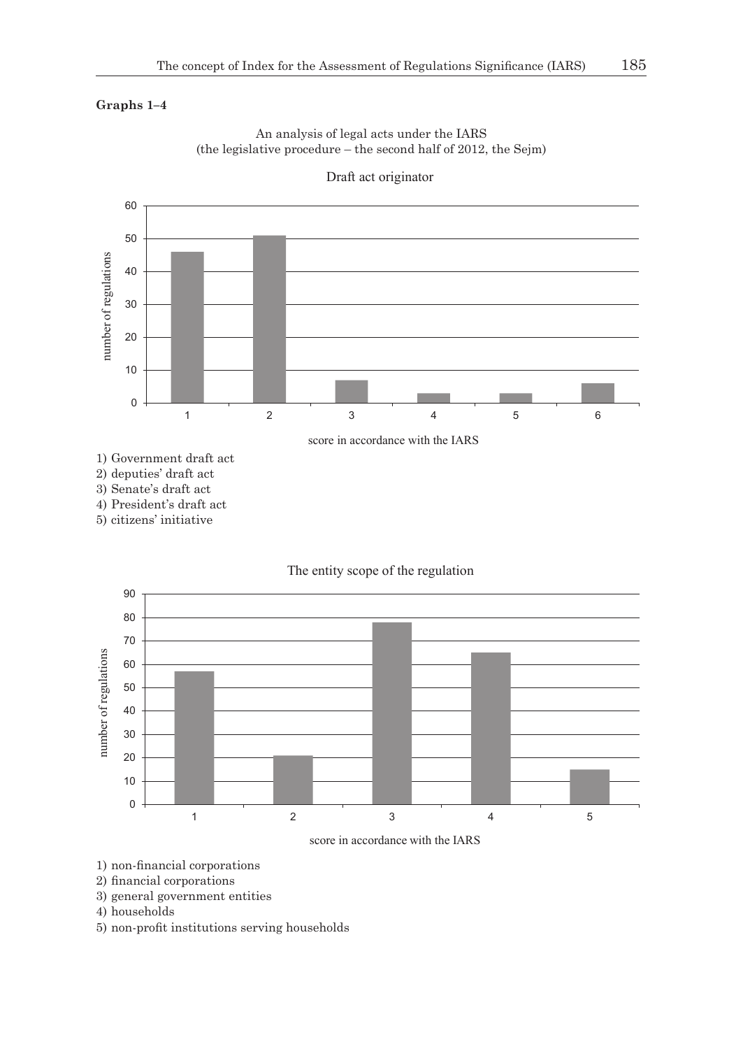**Graphs 1–4**

An analysis of legal acts under the IARS
(the legislative procedure – the second half of 2012, the Sejm)

Draft act originator

| score in accordance with the IARS | number of regulations |
|---|---|
| 1 | 46 |
| 2 | 51 |
| 3 | 7 |
| 4 | 3 |
| 5 | 3 |
| 6 | 6 |

1) Government draft act
2) deputies' draft act
3) Senate's draft act
4) President's draft act
5) citizens' initiative

The entity scope of the regulation

| score in accordance with the IARS | number of regulations |
|---|---|
| 1 | 57 |
| 2 | 21 |
| 3 | 78 |
| 4 | 65 |
| 5 | 15 |

1) non-financial corporations
2) financial corporations
3) general government entities
4) households
5) non-profit institutions serving households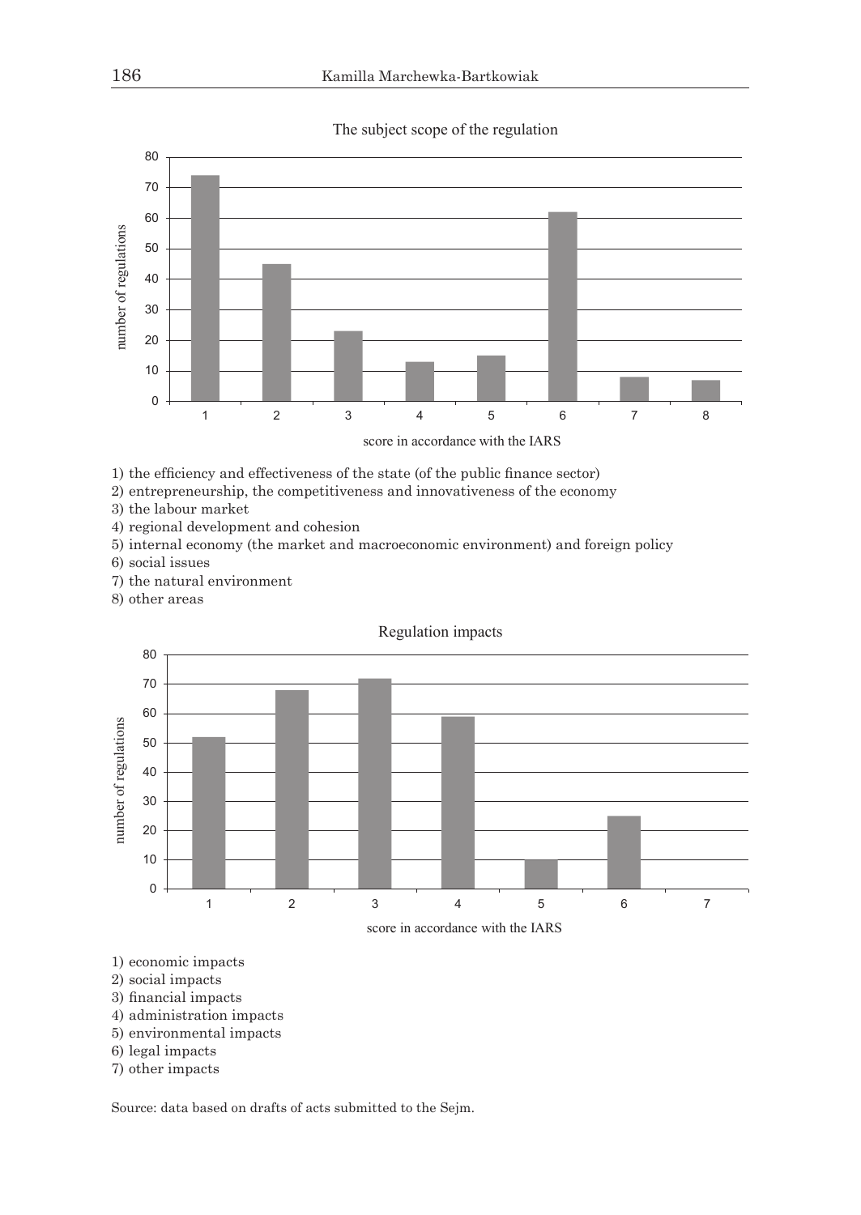The subject scope of the regulation

| score in accordance with the IARS | number of regulations |
|---|---|
| 1 | 74 |
| 2 | 45 |
| 3 | 23 |
| 4 | 13 |
| 5 | 15 |
| 6 | 62 |
| 7 | 8 |
| 8 | 7 |

1) the efficiency and effectiveness of the state (of the public finance sector)
2) entrepreneurship, the competitiveness and innovativeness of the economy
3) the labour market
4) regional development and cohesion
5) internal economy (the market and macroeconomic environment) and foreign policy
6) social issues
7) the natural environment
8) other areas

Regulation impacts

| score in accordance with the IARS | number of regulations |
|---|---|
| 1 | 52 |
| 2 | 68 |
| 3 | 72 |
| 4 | 59 |
| 5 | 10 |
| 6 | 25 |
| 7 | 0 |

1) economic impacts
2) social impacts
3) financial impacts
4) administration impacts
5) environmental impacts
6) legal impacts
7) other impacts

Source: data based on drafts of acts submitted to the Sejm.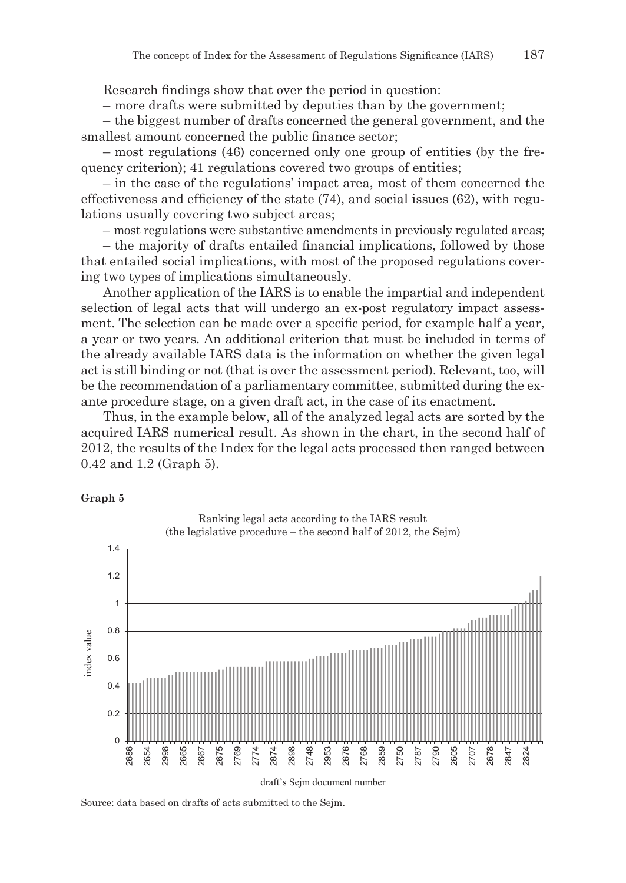Research findings show that over the period in question:

– more drafts were submitted by deputies than by the government;

– the biggest number of drafts concerned the general government, and the smallest amount concerned the public finance sector;

– most regulations (46) concerned only one group of entities (by the frequency criterion); 41 regulations covered two groups of entities;

– in the case of the regulations' impact area, most of them concerned the effectiveness and efficiency of the state (74), and social issues (62), with regulations usually covering two subject areas;

– most regulations were substantive amendments in previously regulated areas;

– the majority of drafts entailed financial implications, followed by those that entailed social implications, with most of the proposed regulations covering two types of implications simultaneously.

Another application of the IARS is to enable the impartial and independent selection of legal acts that will undergo an ex-post regulatory impact assessment. The selection can be made over a specific period, for example half a year, a year or two years. An additional criterion that must be included in terms of the already available IARS data is the information on whether the given legal act is still binding or not (that is over the assessment period). Relevant, too, will be the recommendation of a parliamentary committee, submitted during the ex-ante procedure stage, on a given draft act, in the case of its enactment.

Thus, in the example below, all of the analyzed legal acts are sorted by the acquired IARS numerical result. As shown in the chart, in the second half of 2012, the results of the Index for the legal acts processed then ranged between 0.42 and 1.2 (Graph 5).

**Graph 5**

Ranking legal acts according to the IARS result
(the legislative procedure – the second half of 2012, the Sejm)

index value: 0, 0.2, 0.4, 0.6, 0.8, 1, 1.2, 1.4

draft's Sejm document number: 2686, 2654, 2998, 2665, 2667, 2675, 2769, 2774, 2874, 2898, 2748, 2953, 2676, 2768, 2859, 2750, 2787, 2790, 2605, 2707, 2678, 2847, 2824

Source: data based on drafts of acts submitted to the Sejm.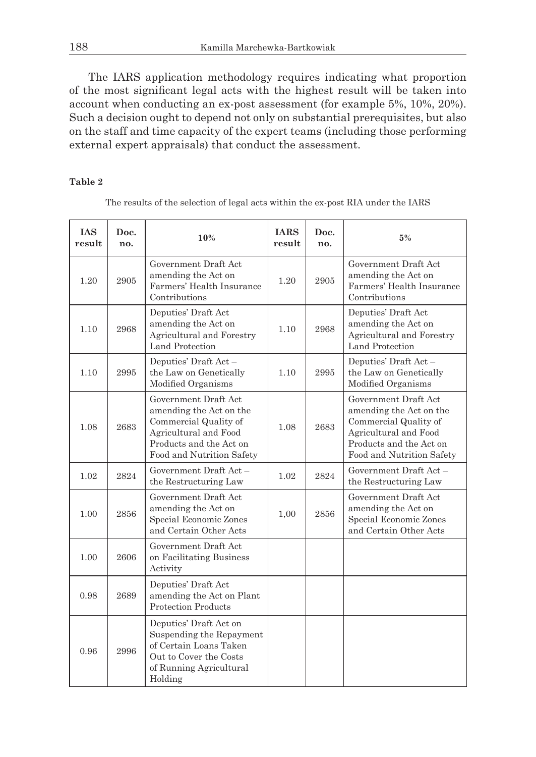The IARS application methodology requires indicating what proportion of the most significant legal acts with the highest result will be taken into account when conducting an ex-post assessment (for example 5%, 10%, 20%). Such a decision ought to depend not only on substantial prerequisites, but also on the staff and time capacity of the expert teams (including those performing external expert appraisals) that conduct the assessment.

**Table 2**

The results of the selection of legal acts within the ex-post RIA under the IARS

| IAS result | Doc. no. | 10% | IARS result | Doc. no. | 5% |
|---|---|---|---|---|---|
| 1.20 | 2905 | Government Draft Act amending the Act on Farmers' Health Insurance Contributions | 1.20 | 2905 | Government Draft Act amending the Act on Farmers' Health Insurance Contributions |
| 1.10 | 2968 | Deputies' Draft Act amending the Act on Agricultural and Forestry Land Protection | 1.10 | 2968 | Deputies' Draft Act amending the Act on Agricultural and Forestry Land Protection |
| 1.10 | 2995 | Deputies' Draft Act – the Law on Genetically Modified Organisms | 1.10 | 2995 | Deputies' Draft Act – the Law on Genetically Modified Organisms |
| 1.08 | 2683 | Government Draft Act amending the Act on the Commercial Quality of Agricultural and Food Products and the Act on Food and Nutrition Safety | 1.08 | 2683 | Government Draft Act amending the Act on the Commercial Quality of Agricultural and Food Products and the Act on Food and Nutrition Safety |
| 1.02 | 2824 | Government Draft Act – the Restructuring Law | 1.02 | 2824 | Government Draft Act – the Restructuring Law |
| 1.00 | 2856 | Government Draft Act amending the Act on Special Economic Zones and Certain Other Acts | 1,00 | 2856 | Government Draft Act amending the Act on Special Economic Zones and Certain Other Acts |
| 1.00 | 2606 | Government Draft Act on Facilitating Business Activity | | | |
| 0.98 | 2689 | Deputies' Draft Act amending the Act on Plant Protection Products | | | |
| 0.96 | 2996 | Deputies' Draft Act on Suspending the Repayment of Certain Loans Taken Out to Cover the Costs of Running Agricultural Holding | | | |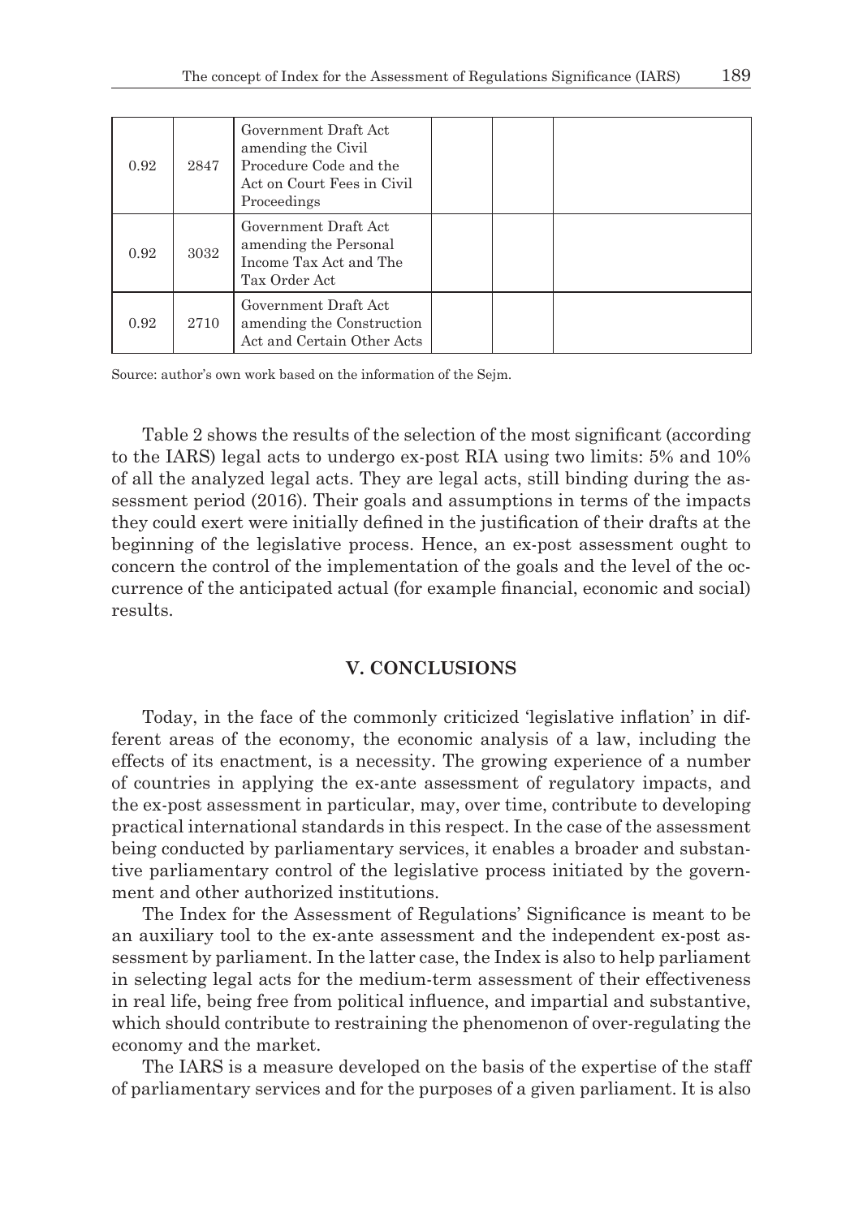| | | | | | |
|---|---|---|---|---|---|
| 0.92 | 2847 | Government Draft Act amending the Civil Procedure Code and the Act on Court Fees in Civil Proceedings | | | |
| 0.92 | 3032 | Government Draft Act amending the Personal Income Tax Act and The Tax Order Act | | | |
| 0.92 | 2710 | Government Draft Act amending the Construction Act and Certain Other Acts | | | |

Source: author's own work based on the information of the Sejm.

Table 2 shows the results of the selection of the most significant (according to the IARS) legal acts to undergo ex-post RIA using two limits: 5% and 10% of all the analyzed legal acts. They are legal acts, still binding during the assessment period (2016). Their goals and assumptions in terms of the impacts they could exert were initially defined in the justification of their drafts at the beginning of the legislative process. Hence, an ex-post assessment ought to concern the control of the implementation of the goals and the level of the occurrence of the anticipated actual (for example financial, economic and social) results.

## V. CONCLUSIONS

Today, in the face of the commonly criticized 'legislative inflation' in different areas of the economy, the economic analysis of a law, including the effects of its enactment, is a necessity. The growing experience of a number of countries in applying the ex-ante assessment of regulatory impacts, and the ex-post assessment in particular, may, over time, contribute to developing practical international standards in this respect. In the case of the assessment being conducted by parliamentary services, it enables a broader and substantive parliamentary control of the legislative process initiated by the government and other authorized institutions.

The Index for the Assessment of Regulations' Significance is meant to be an auxiliary tool to the ex-ante assessment and the independent ex-post assessment by parliament. In the latter case, the Index is also to help parliament in selecting legal acts for the medium-term assessment of their effectiveness in real life, being free from political influence, and impartial and substantive, which should contribute to restraining the phenomenon of over-regulating the economy and the market.

The IARS is a measure developed on the basis of the expertise of the staff of parliamentary services and for the purposes of a given parliament. It is also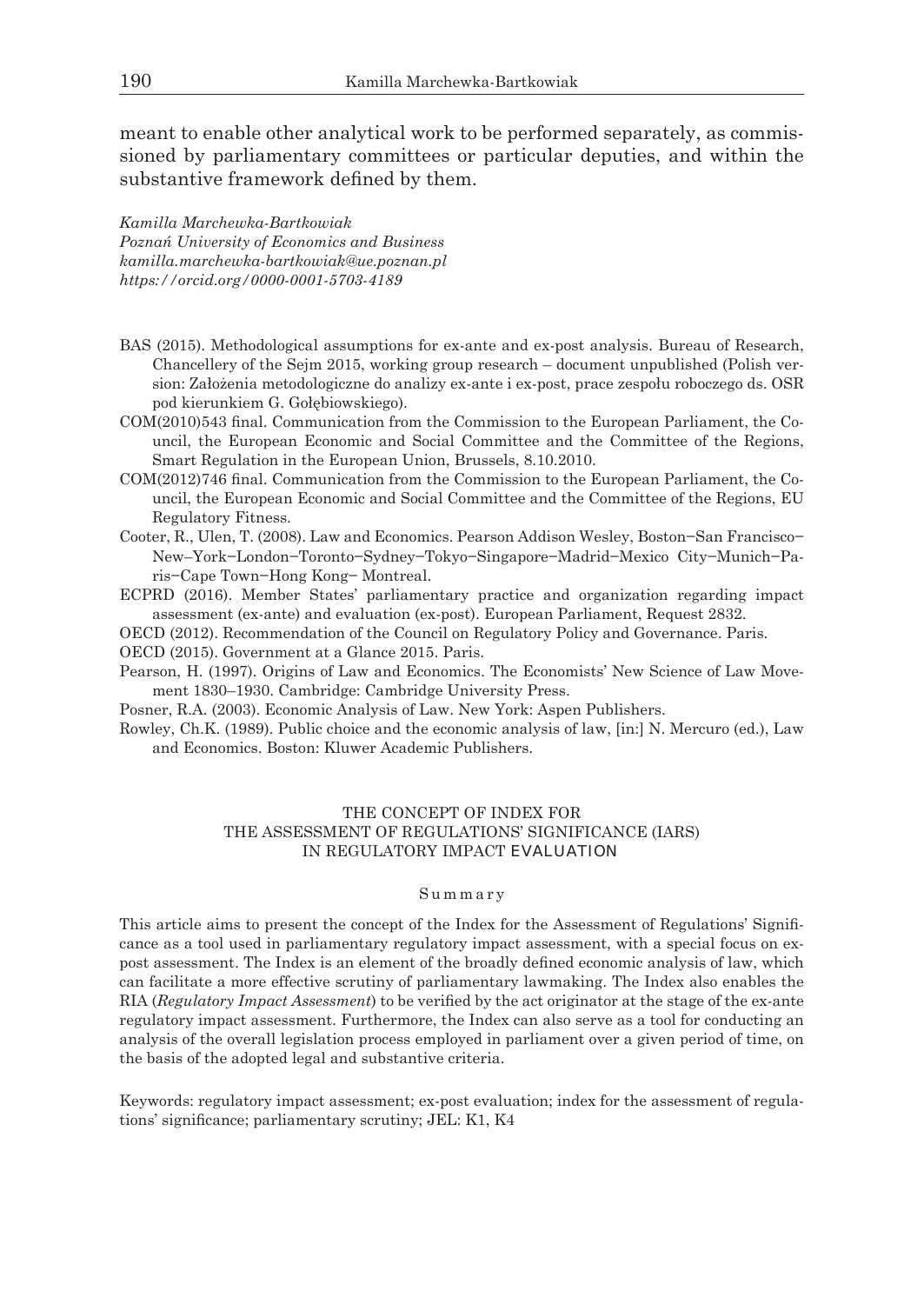meant to enable other analytical work to be performed separately, as commissioned by parliamentary committees or particular deputies, and within the substantive framework defined by them.

*Kamilla Marchewka-Bartkowiak*
*Poznań University of Economics and Business*
*kamilla.marchewka-bartkowiak@ue.poznan.pl*
*https://orcid.org/0000-0001-5703-4189*

BAS (2015). Methodological assumptions for ex-ante and ex-post analysis. Bureau of Research, Chancellery of the Sejm 2015, working group research – document unpublished (Polish version: Założenia metodologiczne do analizy ex-ante i ex-post, prace zespołu roboczego ds. OSR pod kierunkiem G. Gołębiowskiego).

COM(2010)543 final. Communication from the Commission to the European Parliament, the Council, the European Economic and Social Committee and the Committee of the Regions, Smart Regulation in the European Union, Brussels, 8.10.2010.

COM(2012)746 final. Communication from the Commission to the European Parliament, the Council, the European Economic and Social Committee and the Committee of the Regions, EU Regulatory Fitness.

Cooter, R., Ulen, T. (2008). Law and Economics. Pearson Addison Wesley, Boston−San Francisco−New–York−London−Toronto−Sydney−Tokyo−Singapore−Madrid−Mexico City−Munich−Paris−Cape Town−Hong Kong− Montreal.

ECPRD (2016). Member States' parliamentary practice and organization regarding impact assessment (ex-ante) and evaluation (ex-post). European Parliament, Request 2832.

OECD (2012). Recommendation of the Council on Regulatory Policy and Governance. Paris.

OECD (2015). Government at a Glance 2015. Paris.

Pearson, H. (1997). Origins of Law and Economics. The Economists' New Science of Law Movement 1830–1930. Cambridge: Cambridge University Press.

Posner, R.A. (2003). Economic Analysis of Law. New York: Aspen Publishers.

Rowley, Ch.K. (1989). Public choice and the economic analysis of law, [in:] N. Mercuro (ed.), Law and Economics. Boston: Kluwer Academic Publishers.

## THE CONCEPT OF INDEX FOR THE ASSESSMENT OF REGULATIONS' SIGNIFICANCE (IARS) IN REGULATORY IMPACT EVALUATION

### Summary

This article aims to present the concept of the Index for the Assessment of Regulations' Significance as a tool used in parliamentary regulatory impact assessment, with a special focus on ex-post assessment. The Index is an element of the broadly defined economic analysis of law, which can facilitate a more effective scrutiny of parliamentary lawmaking. The Index also enables the RIA (*Regulatory Impact Assessment*) to be verified by the act originator at the stage of the ex-ante regulatory impact assessment. Furthermore, the Index can also serve as a tool for conducting an analysis of the overall legislation process employed in parliament over a given period of time, on the basis of the adopted legal and substantive criteria.

Keywords: regulatory impact assessment; ex-post evaluation; index for the assessment of regulations' significance; parliamentary scrutiny; JEL: K1, K4